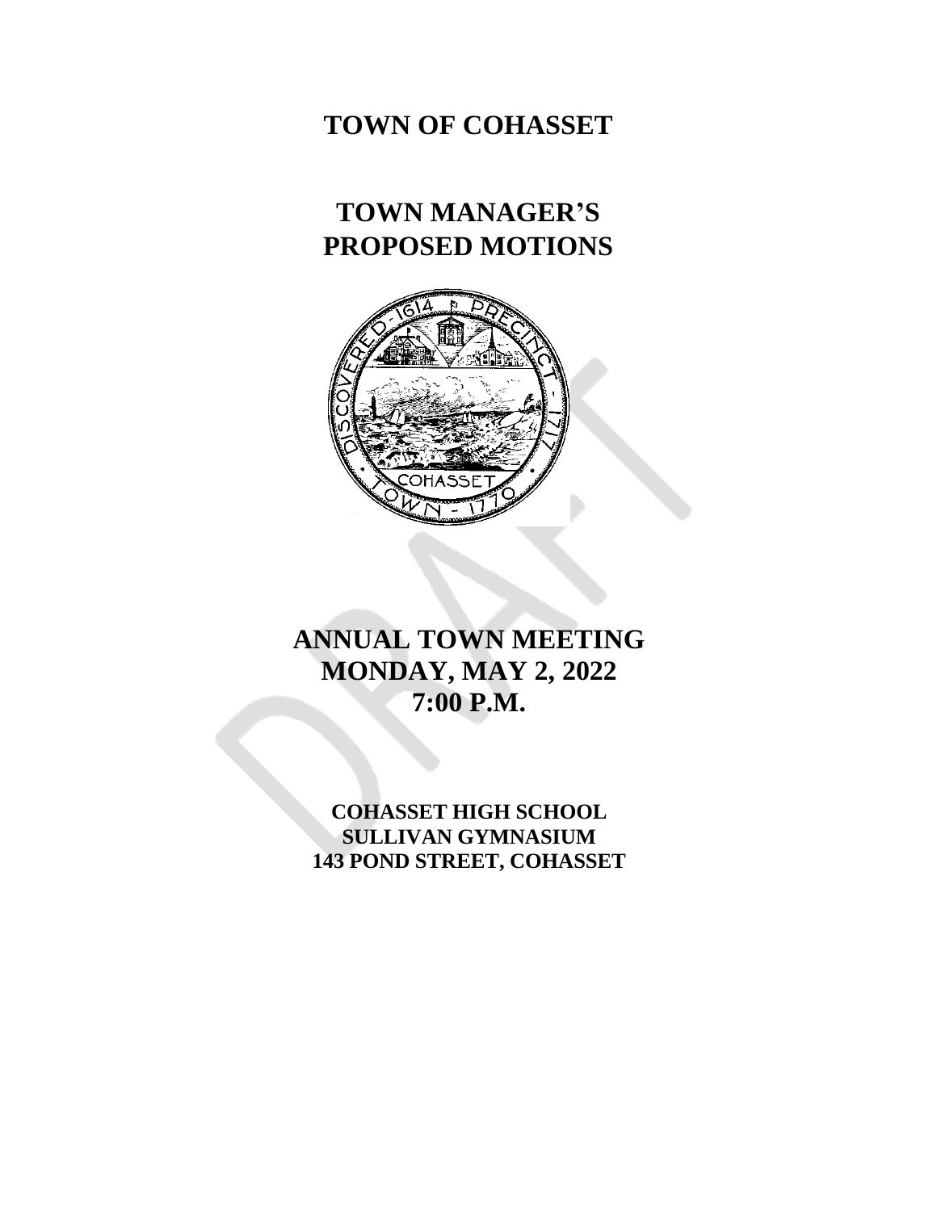# TOWN OF COHASSET

# TOWN MANAGER'S PROPOSED MOTIONS

# ANNUAL TOWN MEETING
# MONDAY, MAY 2, 2022
# 7:00 P.M.

**COHASSET HIGH SCHOOL**
**SULLIVAN GYMNASIUM**
**143 POND STREET, COHASSET**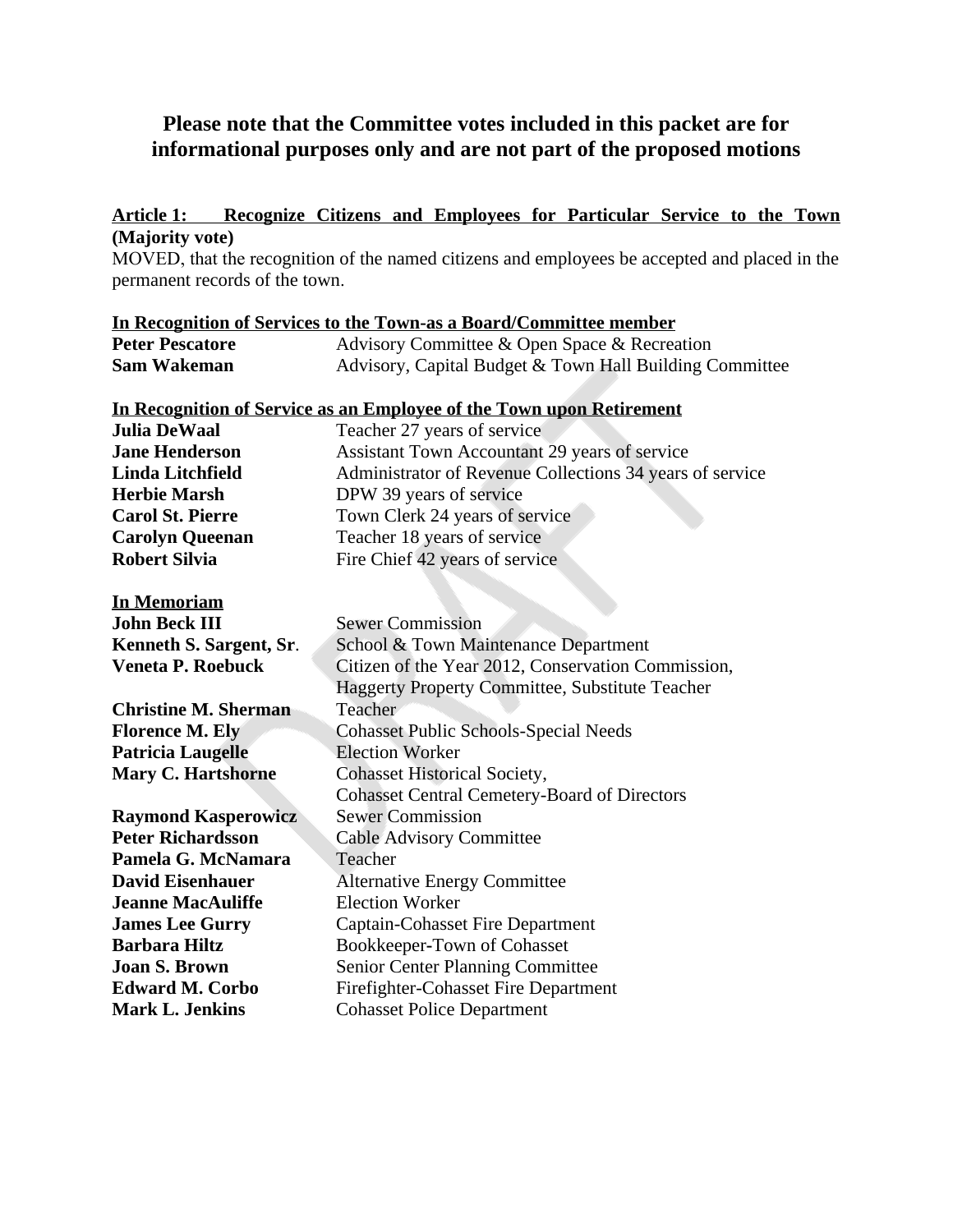**Please note that the Committee votes included in this packet are for informational purposes only and are not part of the proposed motions**

**Article 1: Recognize Citizens and Employees for Particular Service to the Town (Majority vote)**

MOVED, that the recognition of the named citizens and employees be accepted and placed in the permanent records of the town.

**In Recognition of Services to the Town-as a Board/Committee member**

| | |
|---|---|
| **Peter Pescatore** | Advisory Committee & Open Space & Recreation |
| **Sam Wakeman** | Advisory, Capital Budget & Town Hall Building Committee |

**In Recognition of Service as an Employee of the Town upon Retirement**

| | |
|---|---|
| **Julia DeWaal** | Teacher 27 years of service |
| **Jane Henderson** | Assistant Town Accountant 29 years of service |
| **Linda Litchfield** | Administrator of Revenue Collections 34 years of service |
| **Herbie Marsh** | DPW 39 years of service |
| **Carol St. Pierre** | Town Clerk 24 years of service |
| **Carolyn Queenan** | Teacher 18 years of service |
| **Robert Silvia** | Fire Chief 42 years of service |

**In Memoriam**

| | |
|---|---|
| **John Beck III** | Sewer Commission |
| **Kenneth S. Sargent, Sr.** | School & Town Maintenance Department |
| **Veneta P. Roebuck** | Citizen of the Year 2012, Conservation Commission, Haggerty Property Committee, Substitute Teacher |
| **Christine M. Sherman** | Teacher |
| **Florence M. Ely** | Cohasset Public Schools-Special Needs |
| **Patricia Laugelle** | Election Worker |
| **Mary C. Hartshorne** | Cohasset Historical Society, Cohasset Central Cemetery-Board of Directors |
| **Raymond Kasperowicz** | Sewer Commission |
| **Peter Richardsson** | Cable Advisory Committee |
| **Pamela G. McNamara** | Teacher |
| **David Eisenhauer** | Alternative Energy Committee |
| **Jeanne MacAuliffe** | Election Worker |
| **James Lee Gurry** | Captain-Cohasset Fire Department |
| **Barbara Hiltz** | Bookkeeper-Town of Cohasset |
| **Joan S. Brown** | Senior Center Planning Committee |
| **Edward M. Corbo** | Firefighter-Cohasset Fire Department |
| **Mark L. Jenkins** | Cohasset Police Department |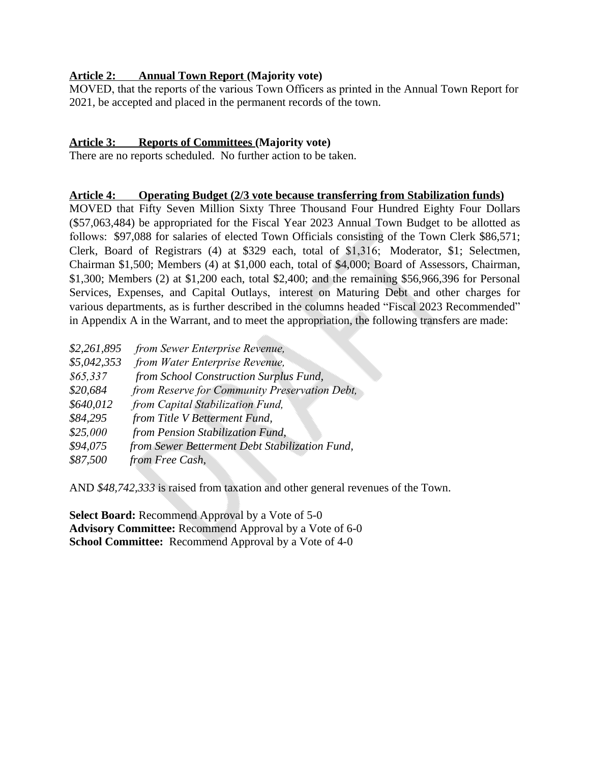**Article 2: Annual Town Report (Majority vote)**
MOVED, that the reports of the various Town Officers as printed in the Annual Town Report for 2021, be accepted and placed in the permanent records of the town.

**Article 3: Reports of Committees (Majority vote)**
There are no reports scheduled. No further action to be taken.

**Article 4: Operating Budget (2/3 vote because transferring from Stabilization funds)**
MOVED that Fifty Seven Million Sixty Three Thousand Four Hundred Eighty Four Dollars ($57,063,484) be appropriated for the Fiscal Year 2023 Annual Town Budget to be allotted as follows: $97,088 for salaries of elected Town Officials consisting of the Town Clerk $86,571; Clerk, Board of Registrars (4) at $329 each, total of $1,316; Moderator, $1; Selectmen, Chairman $1,500; Members (4) at $1,000 each, total of $4,000; Board of Assessors, Chairman, $1,300; Members (2) at $1,200 each, total $2,400; and the remaining $56,966,396 for Personal Services, Expenses, and Capital Outlays, interest on Maturing Debt and other charges for various departments, as is further described in the columns headed "Fiscal 2023 Recommended" in Appendix A in the Warrant, and to meet the appropriation, the following transfers are made:

*$2,261,895 from Sewer Enterprise Revenue,*
*$5,042,353 from Water Enterprise Revenue,*
*$65,337 from School Construction Surplus Fund,*
*$20,684 from Reserve for Community Preservation Debt,*
*$640,012 from Capital Stabilization Fund,*
*$84,295 from Title V Betterment Fund,*
*$25,000 from Pension Stabilization Fund,*
*$94,075 from Sewer Betterment Debt Stabilization Fund,*
*$87,500 from Free Cash,*

AND *$48,742,333* is raised from taxation and other general revenues of the Town.

**Select Board:** Recommend Approval by a Vote of 5-0
**Advisory Committee:** Recommend Approval by a Vote of 6-0
**School Committee:** Recommend Approval by a Vote of 4-0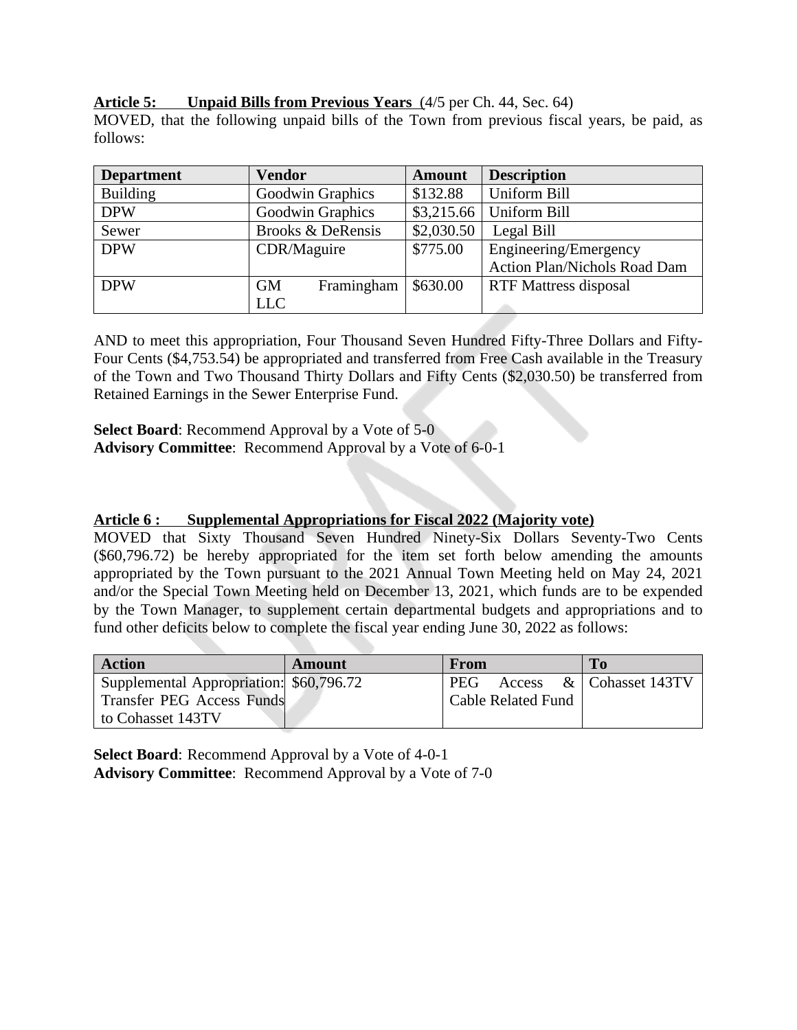**Article 5: Unpaid Bills from Previous Years** (4/5 per Ch. 44, Sec. 64)
MOVED, that the following unpaid bills of the Town from previous fiscal years, be paid, as follows:

| Department | Vendor | Amount | Description |
|---|---|---|---|
| Building | Goodwin Graphics | $132.88 | Uniform Bill |
| DPW | Goodwin Graphics | $3,215.66 | Uniform Bill |
| Sewer | Brooks & DeRensis | $2,030.50 | Legal Bill |
| DPW | CDR/Maguire | $775.00 | Engineering/Emergency Action Plan/Nichols Road Dam |
| DPW | GM Framingham LLC | $630.00 | RTF Mattress disposal |

AND to meet this appropriation, Four Thousand Seven Hundred Fifty-Three Dollars and Fifty-Four Cents ($4,753.54) be appropriated and transferred from Free Cash available in the Treasury of the Town and Two Thousand Thirty Dollars and Fifty Cents ($2,030.50) be transferred from Retained Earnings in the Sewer Enterprise Fund.

**Select Board**: Recommend Approval by a Vote of 5-0
**Advisory Committee**: Recommend Approval by a Vote of 6-0-1

**Article 6 : Supplemental Appropriations for Fiscal 2022 (Majority vote)**
MOVED that Sixty Thousand Seven Hundred Ninety-Six Dollars Seventy-Two Cents ($60,796.72) be hereby appropriated for the item set forth below amending the amounts appropriated by the Town pursuant to the 2021 Annual Town Meeting held on May 24, 2021 and/or the Special Town Meeting held on December 13, 2021, which funds are to be expended by the Town Manager, to supplement certain departmental budgets and appropriations and to fund other deficits below to complete the fiscal year ending June 30, 2022 as follows:

| Action | Amount | From | To |
|---|---|---|---|
| Supplemental Appropriation: Transfer PEG Access Funds to Cohasset 143TV | $60,796.72 | PEG Access & Cable Related Fund | Cohasset 143TV |

**Select Board**: Recommend Approval by a Vote of 4-0-1
**Advisory Committee**: Recommend Approval by a Vote of 7-0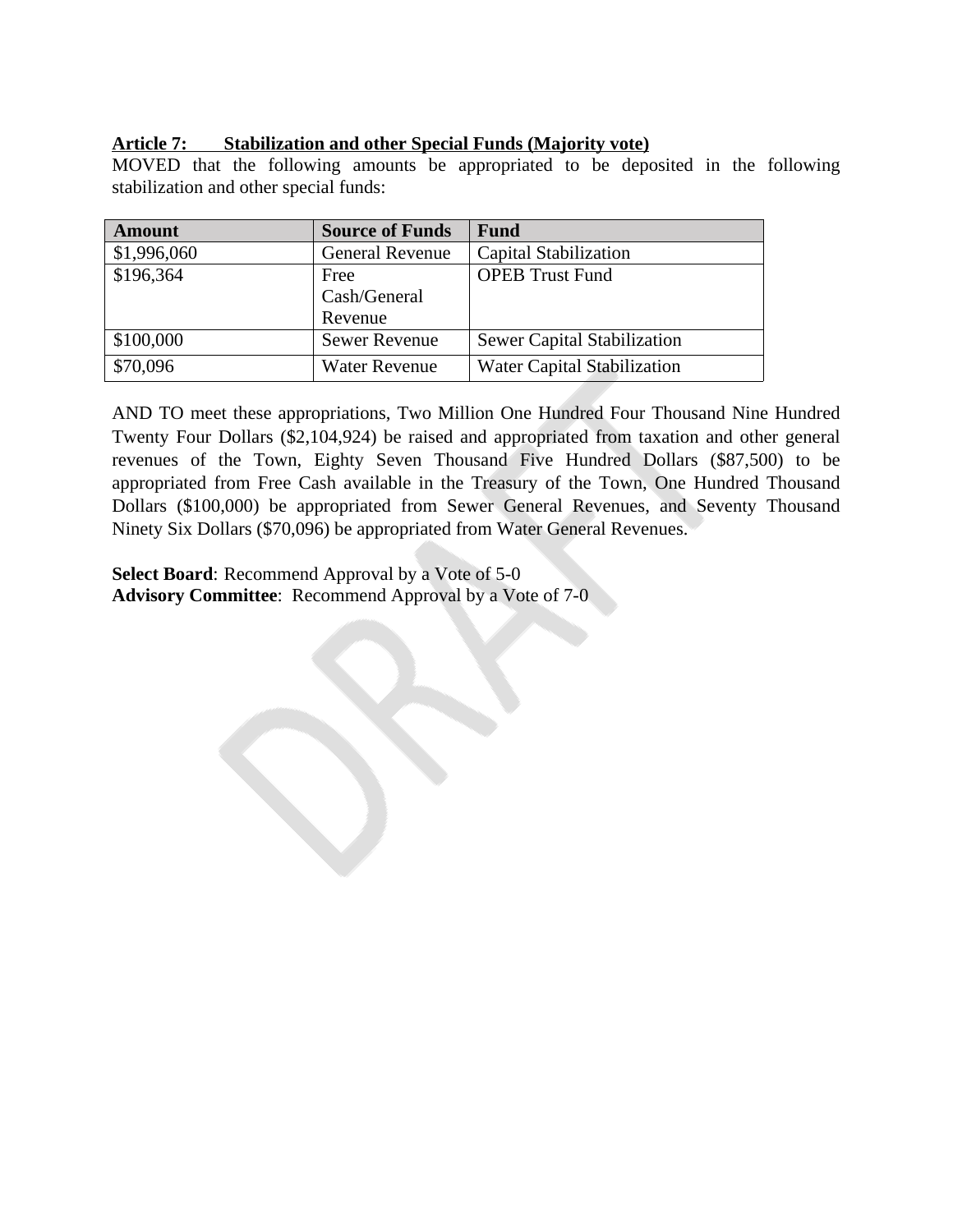**Article 7: Stabilization and other Special Funds (Majority vote)**

MOVED that the following amounts be appropriated to be deposited in the following stabilization and other special funds:

| Amount | Source of Funds | Fund |
|---|---|---|
| $1,996,060 | General Revenue | Capital Stabilization |
| $196,364 | Free Cash/General Revenue | OPEB Trust Fund |
| $100,000 | Sewer Revenue | Sewer Capital Stabilization |
| $70,096 | Water Revenue | Water Capital Stabilization |

AND TO meet these appropriations, Two Million One Hundred Four Thousand Nine Hundred Twenty Four Dollars ($2,104,924) be raised and appropriated from taxation and other general revenues of the Town, Eighty Seven Thousand Five Hundred Dollars ($87,500) to be appropriated from Free Cash available in the Treasury of the Town, One Hundred Thousand Dollars ($100,000) be appropriated from Sewer General Revenues, and Seventy Thousand Ninety Six Dollars ($70,096) be appropriated from Water General Revenues.

**Select Board**: Recommend Approval by a Vote of 5-0
**Advisory Committee**: Recommend Approval by a Vote of 7-0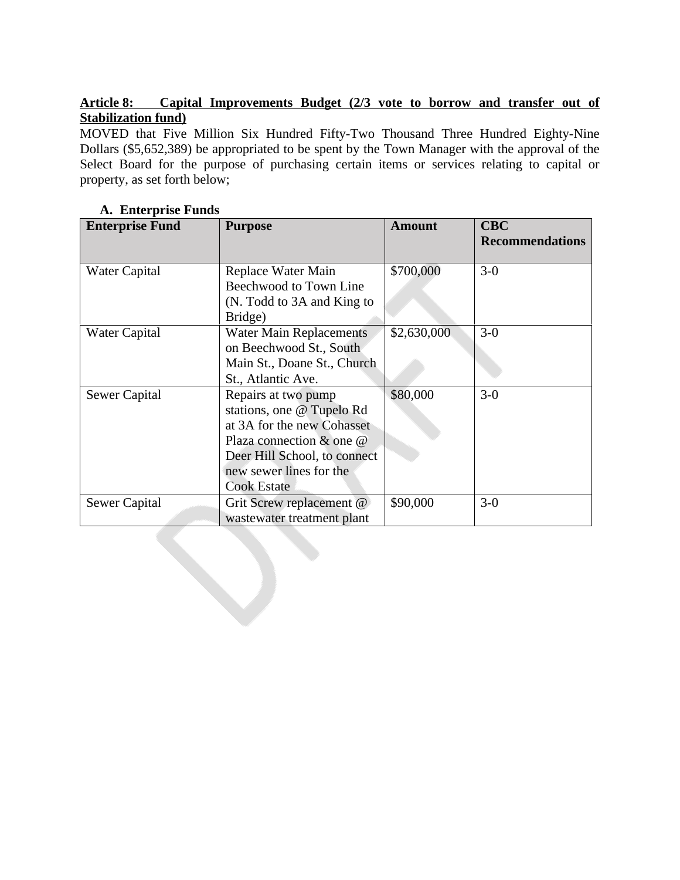**Article 8: Capital Improvements Budget (2/3 vote to borrow and transfer out of Stabilization fund)**

MOVED that Five Million Six Hundred Fifty-Two Thousand Three Hundred Eighty-Nine Dollars ($5,652,389) be appropriated to be spent by the Town Manager with the approval of the Select Board for the purpose of purchasing certain items or services relating to capital or property, as set forth below;

**A. Enterprise Funds**

| Enterprise Fund | Purpose | Amount | CBC Recommendations |
| --- | --- | --- | --- |
| Water Capital | Replace Water Main Beechwood to Town Line (N. Todd to 3A and King to Bridge) | $700,000 | 3-0 |
| Water Capital | Water Main Replacements on Beechwood St., South Main St., Doane St., Church St., Atlantic Ave. | $2,630,000 | 3-0 |
| Sewer Capital | Repairs at two pump stations, one @ Tupelo Rd at 3A for the new Cohasset Plaza connection & one @ Deer Hill School, to connect new sewer lines for the Cook Estate | $80,000 | 3-0 |
| Sewer Capital | Grit Screw replacement @ wastewater treatment plant | $90,000 | 3-0 |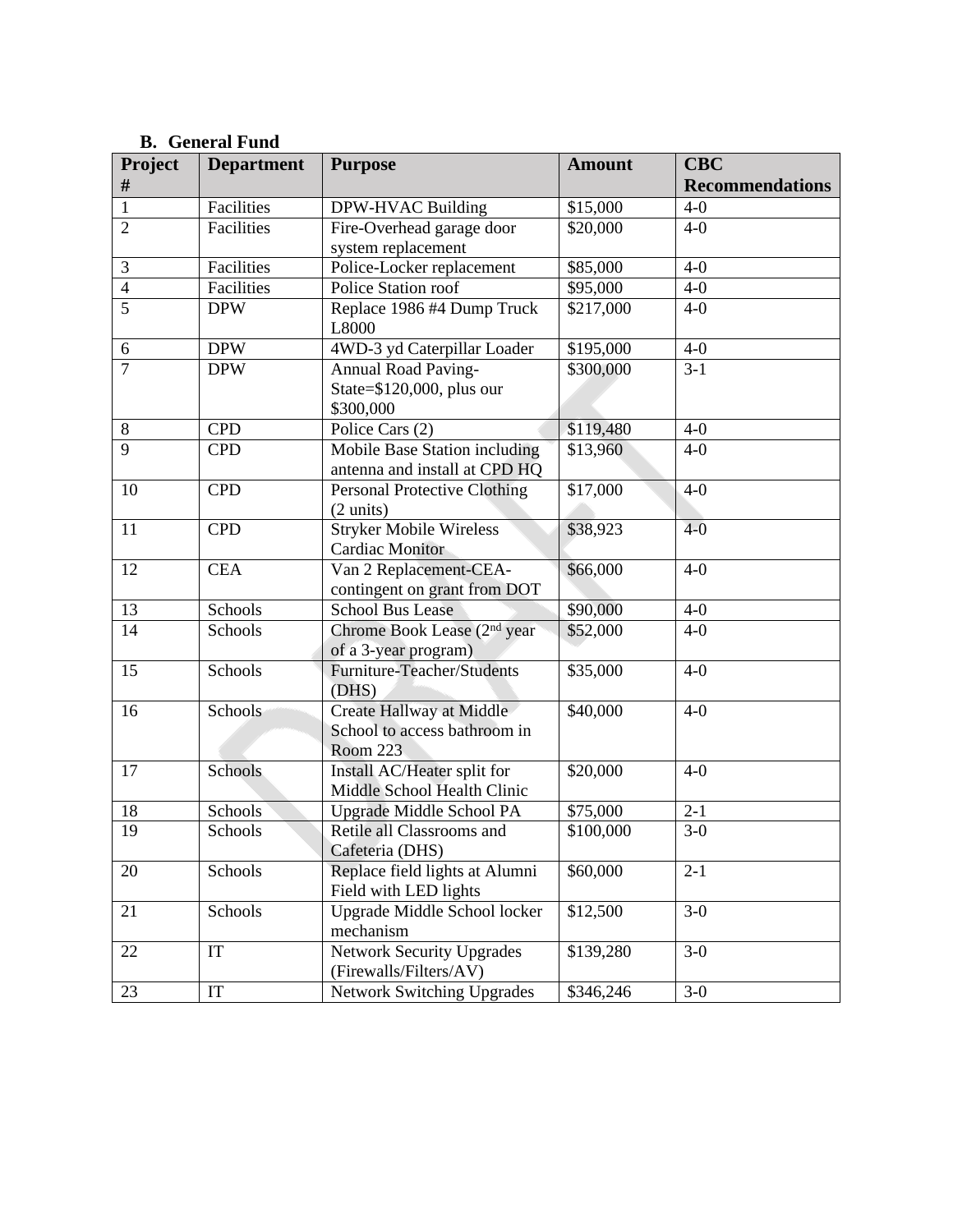### B. General Fund

| Project # | Department | Purpose | Amount | CBC Recommendations |
|---|---|---|---|---|
| 1 | Facilities | DPW-HVAC Building | $15,000 | 4-0 |
| 2 | Facilities | Fire-Overhead garage door system replacement | $20,000 | 4-0 |
| 3 | Facilities | Police-Locker replacement | $85,000 | 4-0 |
| 4 | Facilities | Police Station roof | $95,000 | 4-0 |
| 5 | DPW | Replace 1986 #4 Dump Truck L8000 | $217,000 | 4-0 |
| 6 | DPW | 4WD-3 yd Caterpillar Loader | $195,000 | 4-0 |
| 7 | DPW | Annual Road Paving-State=$120,000, plus our $300,000 | $300,000 | 3-1 |
| 8 | CPD | Police Cars (2) | $119,480 | 4-0 |
| 9 | CPD | Mobile Base Station including antenna and install at CPD HQ | $13,960 | 4-0 |
| 10 | CPD | Personal Protective Clothing (2 units) | $17,000 | 4-0 |
| 11 | CPD | Stryker Mobile Wireless Cardiac Monitor | $38,923 | 4-0 |
| 12 | CEA | Van 2 Replacement-CEA-contingent on grant from DOT | $66,000 | 4-0 |
| 13 | Schools | School Bus Lease | $90,000 | 4-0 |
| 14 | Schools | Chrome Book Lease (2nd year of a 3-year program) | $52,000 | 4-0 |
| 15 | Schools | Furniture-Teacher/Students (DHS) | $35,000 | 4-0 |
| 16 | Schools | Create Hallway at Middle School to access bathroom in Room 223 | $40,000 | 4-0 |
| 17 | Schools | Install AC/Heater split for Middle School Health Clinic | $20,000 | 4-0 |
| 18 | Schools | Upgrade Middle School PA | $75,000 | 2-1 |
| 19 | Schools | Retile all Classrooms and Cafeteria (DHS) | $100,000 | 3-0 |
| 20 | Schools | Replace field lights at Alumni Field with LED lights | $60,000 | 2-1 |
| 21 | Schools | Upgrade Middle School locker mechanism | $12,500 | 3-0 |
| 22 | IT | Network Security Upgrades (Firewalls/Filters/AV) | $139,280 | 3-0 |
| 23 | IT | Network Switching Upgrades | $346,246 | 3-0 |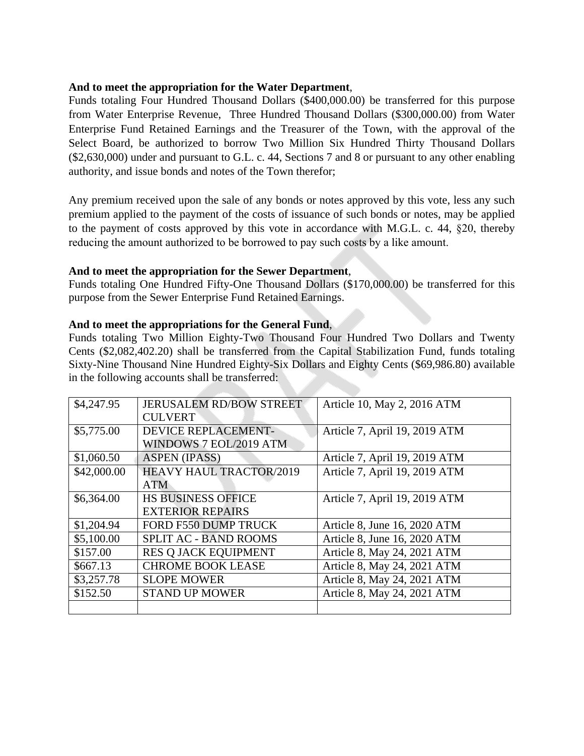**And to meet the appropriation for the Water Department**,
Funds totaling Four Hundred Thousand Dollars ($400,000.00) be transferred for this purpose from Water Enterprise Revenue, Three Hundred Thousand Dollars ($300,000.00) from Water Enterprise Fund Retained Earnings and the Treasurer of the Town, with the approval of the Select Board, be authorized to borrow Two Million Six Hundred Thirty Thousand Dollars ($2,630,000) under and pursuant to G.L. c. 44, Sections 7 and 8 or pursuant to any other enabling authority, and issue bonds and notes of the Town therefor;

Any premium received upon the sale of any bonds or notes approved by this vote, less any such premium applied to the payment of the costs of issuance of such bonds or notes, may be applied to the payment of costs approved by this vote in accordance with M.G.L. c. 44, §20, thereby reducing the amount authorized to be borrowed to pay such costs by a like amount.

**And to meet the appropriation for the Sewer Department**,
Funds totaling One Hundred Fifty-One Thousand Dollars ($170,000.00) be transferred for this purpose from the Sewer Enterprise Fund Retained Earnings.

**And to meet the appropriations for the General Fund**,
Funds totaling Two Million Eighty-Two Thousand Four Hundred Two Dollars and Twenty Cents ($2,082,402.20) shall be transferred from the Capital Stabilization Fund, funds totaling Sixty-Nine Thousand Nine Hundred Eighty-Six Dollars and Eighty Cents ($69,986.80) available in the following accounts shall be transferred:

| | | |
|---|---|---|
| $4,247.95 | JERUSALEM RD/BOW STREET CULVERT | Article 10, May 2, 2016 ATM |
| $5,775.00 | DEVICE REPLACEMENT-WINDOWS 7 EOL/2019 ATM | Article 7, April 19, 2019 ATM |
| $1,060.50 | ASPEN (IPASS) | Article 7, April 19, 2019 ATM |
| $42,000.00 | HEAVY HAUL TRACTOR/2019 ATM | Article 7, April 19, 2019 ATM |
| $6,364.00 | HS BUSINESS OFFICE EXTERIOR REPAIRS | Article 7, April 19, 2019 ATM |
| $1,204.94 | FORD F550 DUMP TRUCK | Article 8, June 16, 2020 ATM |
| $5,100.00 | SPLIT AC - BAND ROOMS | Article 8, June 16, 2020 ATM |
| $157.00 | RES Q JACK EQUIPMENT | Article 8, May 24, 2021 ATM |
| $667.13 | CHROME BOOK LEASE | Article 8, May 24, 2021 ATM |
| $3,257.78 | SLOPE MOWER | Article 8, May 24, 2021 ATM |
| $152.50 | STAND UP MOWER | Article 8, May 24, 2021 ATM |
| | | |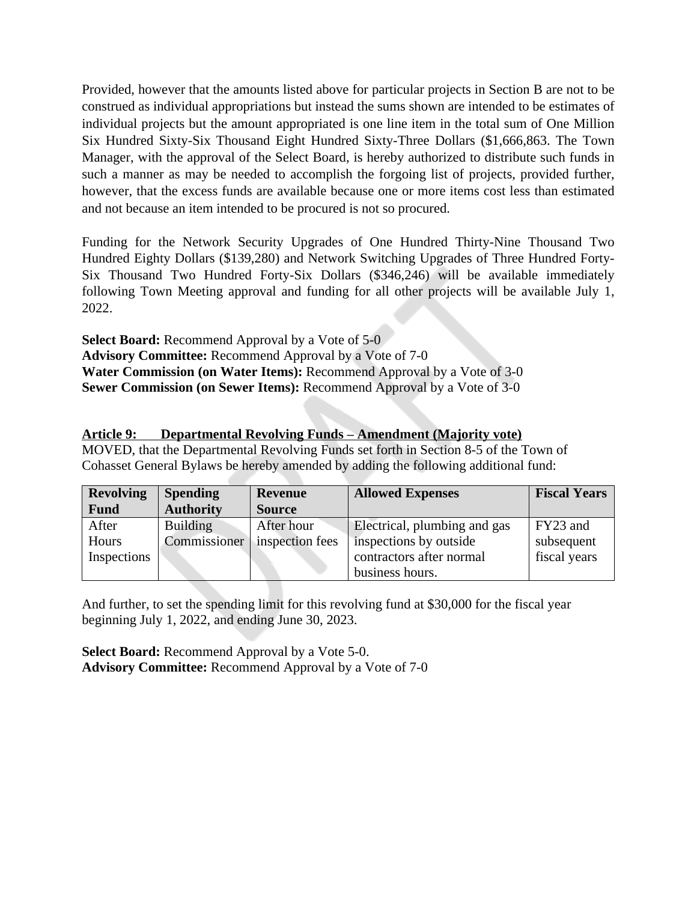Provided, however that the amounts listed above for particular projects in Section B are not to be construed as individual appropriations but instead the sums shown are intended to be estimates of individual projects but the amount appropriated is one line item in the total sum of One Million Six Hundred Sixty-Six Thousand Eight Hundred Sixty-Three Dollars ($1,666,863. The Town Manager, with the approval of the Select Board, is hereby authorized to distribute such funds in such a manner as may be needed to accomplish the forgoing list of projects, provided further, however, that the excess funds are available because one or more items cost less than estimated and not because an item intended to be procured is not so procured.

Funding for the Network Security Upgrades of One Hundred Thirty-Nine Thousand Two Hundred Eighty Dollars ($139,280) and Network Switching Upgrades of Three Hundred Forty-Six Thousand Two Hundred Forty-Six Dollars ($346,246) will be available immediately following Town Meeting approval and funding for all other projects will be available July 1, 2022.

**Select Board:** Recommend Approval by a Vote of 5-0
**Advisory Committee:** Recommend Approval by a Vote of 7-0
**Water Commission (on Water Items):** Recommend Approval by a Vote of 3-0
**Sewer Commission (on Sewer Items):** Recommend Approval by a Vote of 3-0

**Article 9: Departmental Revolving Funds – Amendment (Majority vote)**

MOVED, that the Departmental Revolving Funds set forth in Section 8-5 of the Town of Cohasset General Bylaws be hereby amended by adding the following additional fund:

| Revolving Fund | Spending Authority | Revenue Source | Allowed Expenses | Fiscal Years |
|---|---|---|---|---|
| After Hours Inspections | Building Commissioner | After hour inspection fees | Electrical, plumbing and gas inspections by outside contractors after normal business hours. | FY23 and subsequent fiscal years |

And further, to set the spending limit for this revolving fund at $30,000 for the fiscal year beginning July 1, 2022, and ending June 30, 2023.

**Select Board:** Recommend Approval by a Vote 5-0.
**Advisory Committee:** Recommend Approval by a Vote of 7-0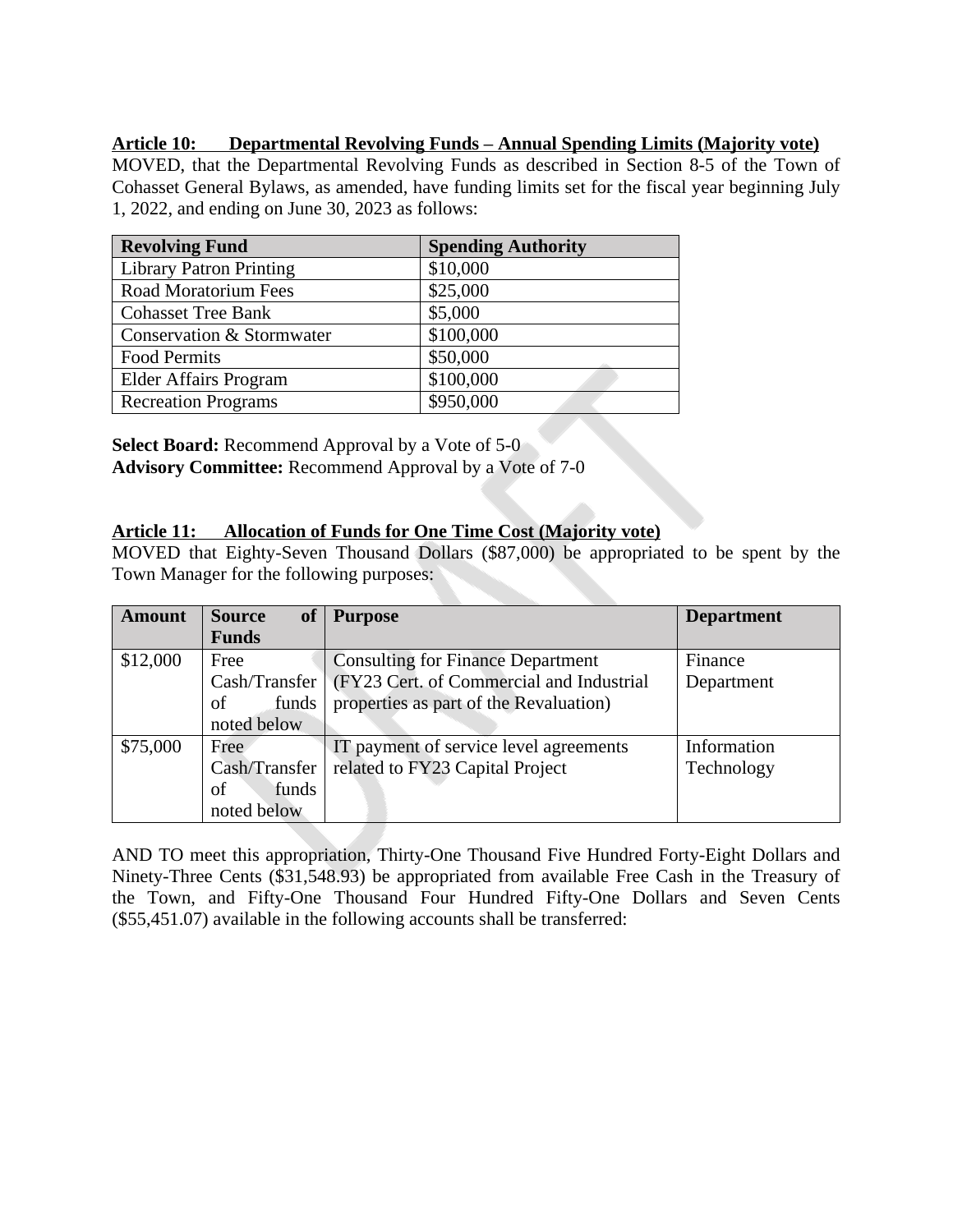**Article 10: Departmental Revolving Funds – Annual Spending Limits (Majority vote)**

MOVED, that the Departmental Revolving Funds as described in Section 8-5 of the Town of Cohasset General Bylaws, as amended, have funding limits set for the fiscal year beginning July 1, 2022, and ending on June 30, 2023 as follows:

| Revolving Fund | Spending Authority |
|---|---|
| Library Patron Printing | $10,000 |
| Road Moratorium Fees | $25,000 |
| Cohasset Tree Bank | $5,000 |
| Conservation & Stormwater | $100,000 |
| Food Permits | $50,000 |
| Elder Affairs Program | $100,000 |
| Recreation Programs | $950,000 |

**Select Board:** Recommend Approval by a Vote of 5-0
**Advisory Committee:** Recommend Approval by a Vote of 7-0

**Article 11: Allocation of Funds for One Time Cost (Majority vote)**

MOVED that Eighty-Seven Thousand Dollars ($87,000) be appropriated to be spent by the Town Manager for the following purposes:

| Amount | Source of Funds | Purpose | Department |
|---|---|---|---|
| $12,000 | Free Cash/Transfer of funds noted below | Consulting for Finance Department (FY23 Cert. of Commercial and Industrial properties as part of the Revaluation) | Finance Department |
| $75,000 | Free Cash/Transfer of funds noted below | IT payment of service level agreements related to FY23 Capital Project | Information Technology |

AND TO meet this appropriation, Thirty-One Thousand Five Hundred Forty-Eight Dollars and Ninety-Three Cents ($31,548.93) be appropriated from available Free Cash in the Treasury of the Town, and Fifty-One Thousand Four Hundred Fifty-One Dollars and Seven Cents ($55,451.07) available in the following accounts shall be transferred: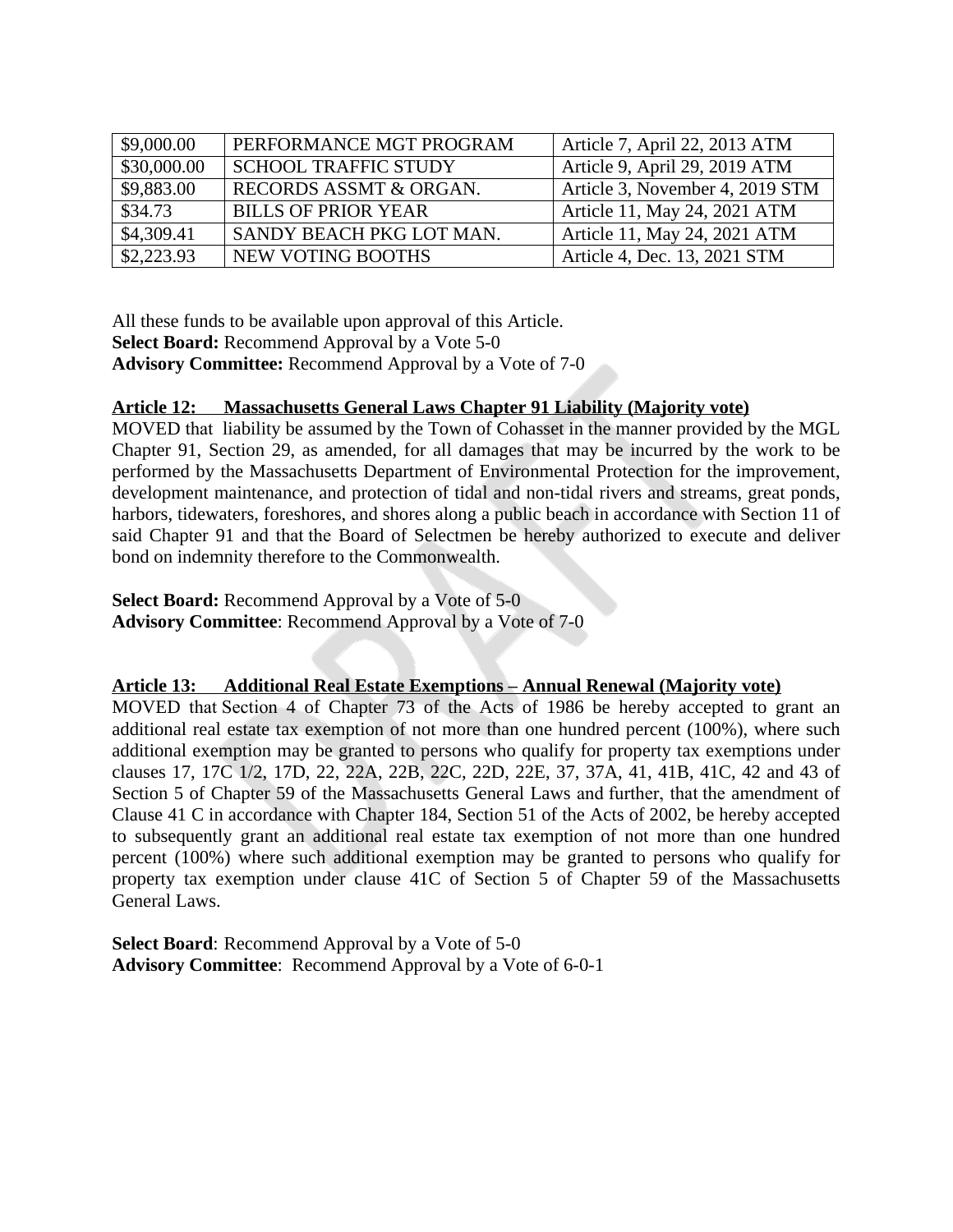| \$9,000.00 | PERFORMANCE MGT PROGRAM | Article 7, April 22, 2013 ATM |
|---|---|---|
| \$30,000.00 | SCHOOL TRAFFIC STUDY | Article 9, April 29, 2019 ATM |
| \$9,883.00 | RECORDS ASSMT & ORGAN. | Article 3, November 4, 2019 STM |
| \$34.73 | BILLS OF PRIOR YEAR | Article 11, May 24, 2021 ATM |
| \$4,309.41 | SANDY BEACH PKG LOT MAN. | Article 11, May 24, 2021 ATM |
| \$2,223.93 | NEW VOTING BOOTHS | Article 4, Dec. 13, 2021 STM |

All these funds to be available upon approval of this Article.
**Select Board:** Recommend Approval by a Vote 5-0
**Advisory Committee:** Recommend Approval by a Vote of 7-0

**Article 12: Massachusetts General Laws Chapter 91 Liability (Majority vote)**

MOVED that liability be assumed by the Town of Cohasset in the manner provided by the MGL Chapter 91, Section 29, as amended, for all damages that may be incurred by the work to be performed by the Massachusetts Department of Environmental Protection for the improvement, development maintenance, and protection of tidal and non-tidal rivers and streams, great ponds, harbors, tidewaters, foreshores, and shores along a public beach in accordance with Section 11 of said Chapter 91 and that the Board of Selectmen be hereby authorized to execute and deliver bond on indemnity therefore to the Commonwealth.

**Select Board:** Recommend Approval by a Vote of 5-0
**Advisory Committee**: Recommend Approval by a Vote of 7-0

**Article 13: Additional Real Estate Exemptions – Annual Renewal (Majority vote)**

MOVED that Section 4 of Chapter 73 of the Acts of 1986 be hereby accepted to grant an additional real estate tax exemption of not more than one hundred percent (100%), where such additional exemption may be granted to persons who qualify for property tax exemptions under clauses 17, 17C 1/2, 17D, 22, 22A, 22B, 22C, 22D, 22E, 37, 37A, 41, 41B, 41C, 42 and 43 of Section 5 of Chapter 59 of the Massachusetts General Laws and further, that the amendment of Clause 41 C in accordance with Chapter 184, Section 51 of the Acts of 2002, be hereby accepted to subsequently grant an additional real estate tax exemption of not more than one hundred percent (100%) where such additional exemption may be granted to persons who qualify for property tax exemption under clause 41C of Section 5 of Chapter 59 of the Massachusetts General Laws.

**Select Board**: Recommend Approval by a Vote of 5-0
**Advisory Committee**: Recommend Approval by a Vote of 6-0-1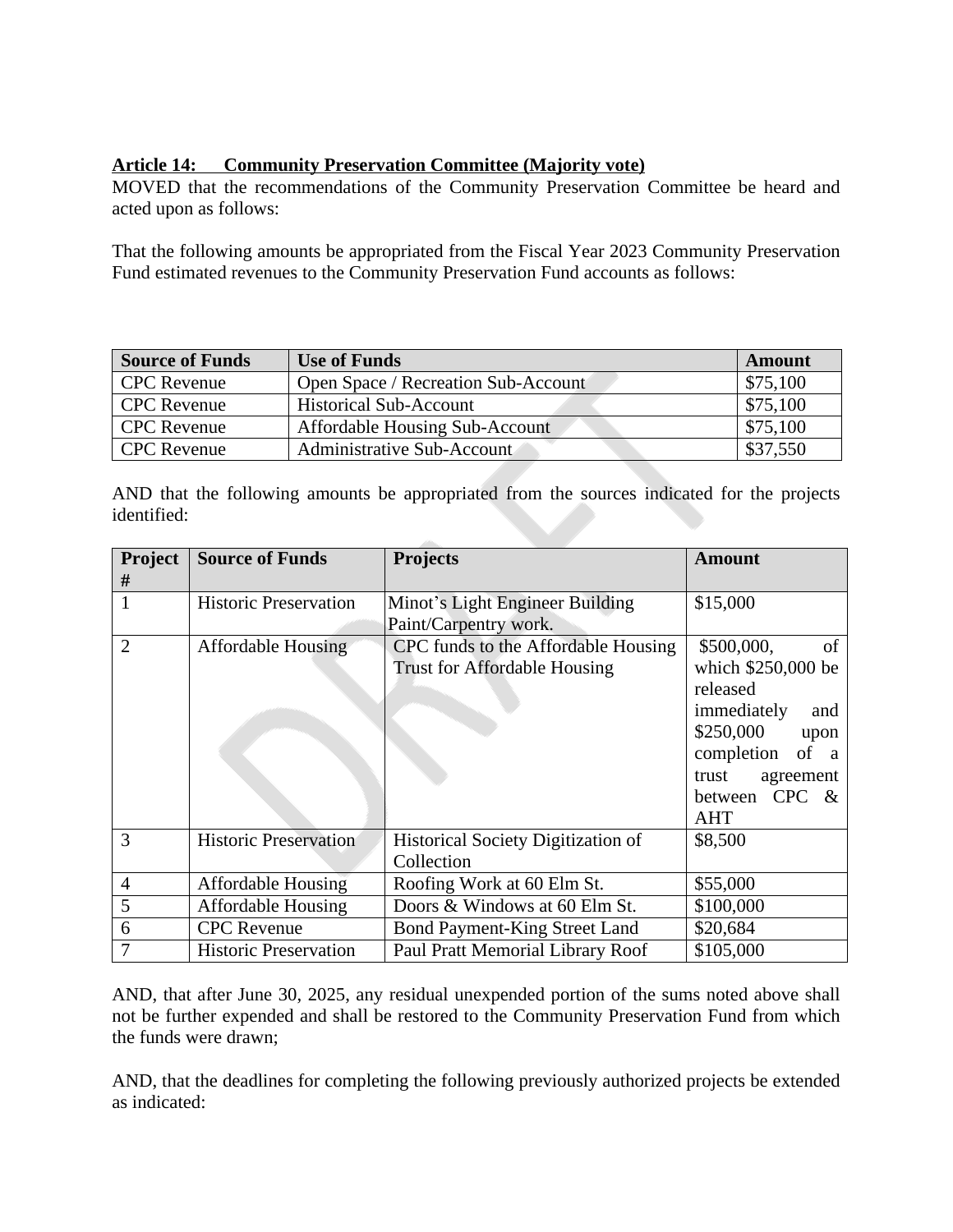**Article 14: Community Preservation Committee (Majority vote)**

MOVED that the recommendations of the Community Preservation Committee be heard and acted upon as follows:

That the following amounts be appropriated from the Fiscal Year 2023 Community Preservation Fund estimated revenues to the Community Preservation Fund accounts as follows:

| Source of Funds | Use of Funds | Amount |
|---|---|---|
| CPC Revenue | Open Space / Recreation Sub-Account | $75,100 |
| CPC Revenue | Historical Sub-Account | $75,100 |
| CPC Revenue | Affordable Housing Sub-Account | $75,100 |
| CPC Revenue | Administrative Sub-Account | $37,550 |

AND that the following amounts be appropriated from the sources indicated for the projects identified:

| Project # | Source of Funds | Projects | Amount |
|---|---|---|---|
| 1 | Historic Preservation | Minot's Light Engineer Building Paint/Carpentry work. | $15,000 |
| 2 | Affordable Housing | CPC funds to the Affordable Housing Trust for Affordable Housing | $500,000, of which $250,000 be released immediately and $250,000 upon completion of a trust agreement between CPC & AHT |
| 3 | Historic Preservation | Historical Society Digitization of Collection | $8,500 |
| 4 | Affordable Housing | Roofing Work at 60 Elm St. | $55,000 |
| 5 | Affordable Housing | Doors & Windows at 60 Elm St. | $100,000 |
| 6 | CPC Revenue | Bond Payment-King Street Land | $20,684 |
| 7 | Historic Preservation | Paul Pratt Memorial Library Roof | $105,000 |

AND, that after June 30, 2025, any residual unexpended portion of the sums noted above shall not be further expended and shall be restored to the Community Preservation Fund from which the funds were drawn;

AND, that the deadlines for completing the following previously authorized projects be extended as indicated: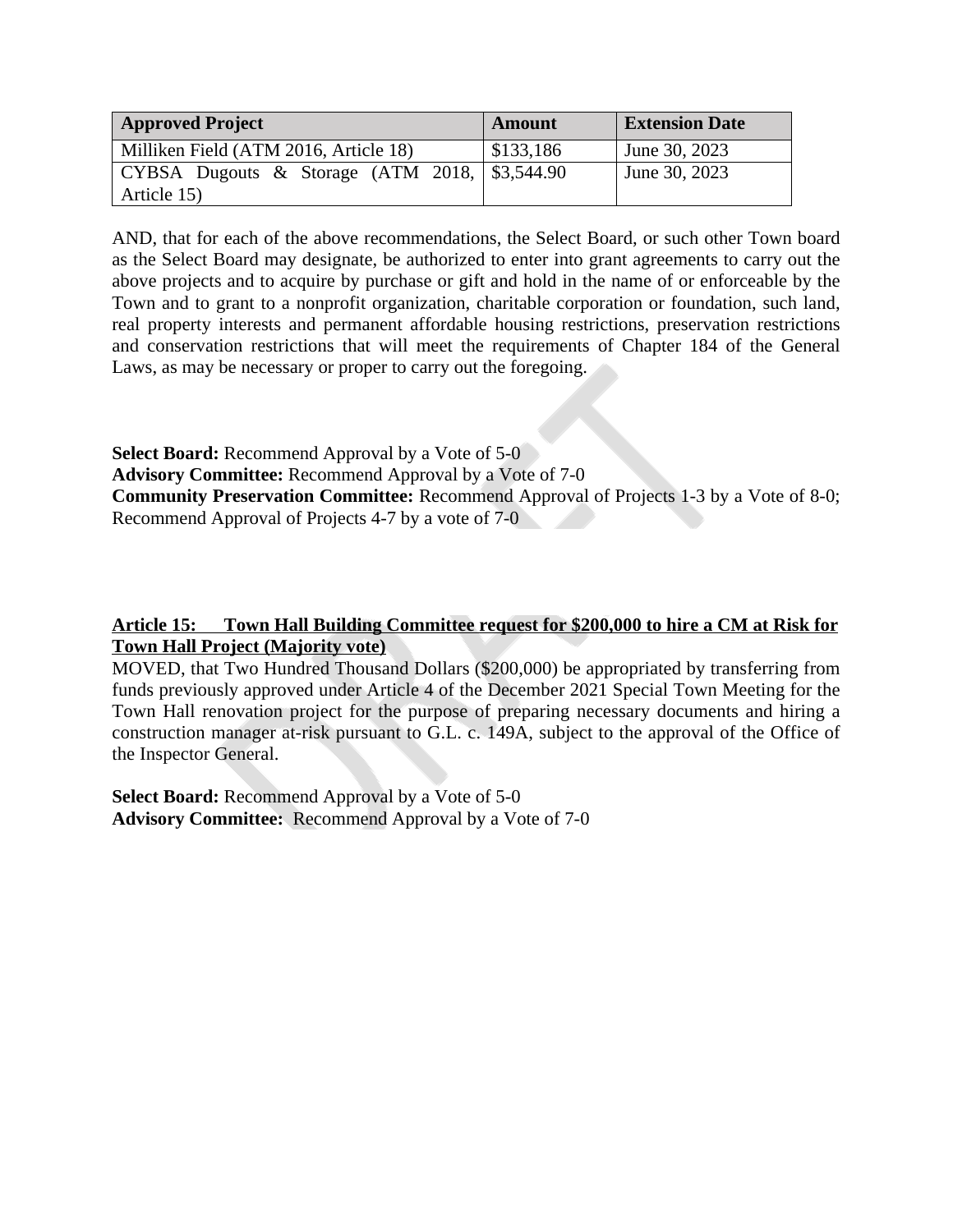| Approved Project | Amount | Extension Date |
|---|---|---|
| Milliken Field (ATM 2016, Article 18) | $133,186 | June 30, 2023 |
| CYBSA Dugouts & Storage (ATM 2018, Article 15) | $3,544.90 | June 30, 2023 |

AND, that for each of the above recommendations, the Select Board, or such other Town board as the Select Board may designate, be authorized to enter into grant agreements to carry out the above projects and to acquire by purchase or gift and hold in the name of or enforceable by the Town and to grant to a nonprofit organization, charitable corporation or foundation, such land, real property interests and permanent affordable housing restrictions, preservation restrictions and conservation restrictions that will meet the requirements of Chapter 184 of the General Laws, as may be necessary or proper to carry out the foregoing.

**Select Board:** Recommend Approval by a Vote of 5-0
**Advisory Committee:** Recommend Approval by a Vote of 7-0
**Community Preservation Committee:** Recommend Approval of Projects 1-3 by a Vote of 8-0; Recommend Approval of Projects 4-7 by a vote of 7-0

**Article 15: Town Hall Building Committee request for $200,000 to hire a CM at Risk for Town Hall Project (Majority vote)**

MOVED, that Two Hundred Thousand Dollars ($200,000) be appropriated by transferring from funds previously approved under Article 4 of the December 2021 Special Town Meeting for the Town Hall renovation project for the purpose of preparing necessary documents and hiring a construction manager at-risk pursuant to G.L. c. 149A, subject to the approval of the Office of the Inspector General.

**Select Board:** Recommend Approval by a Vote of 5-0
**Advisory Committee:** Recommend Approval by a Vote of 7-0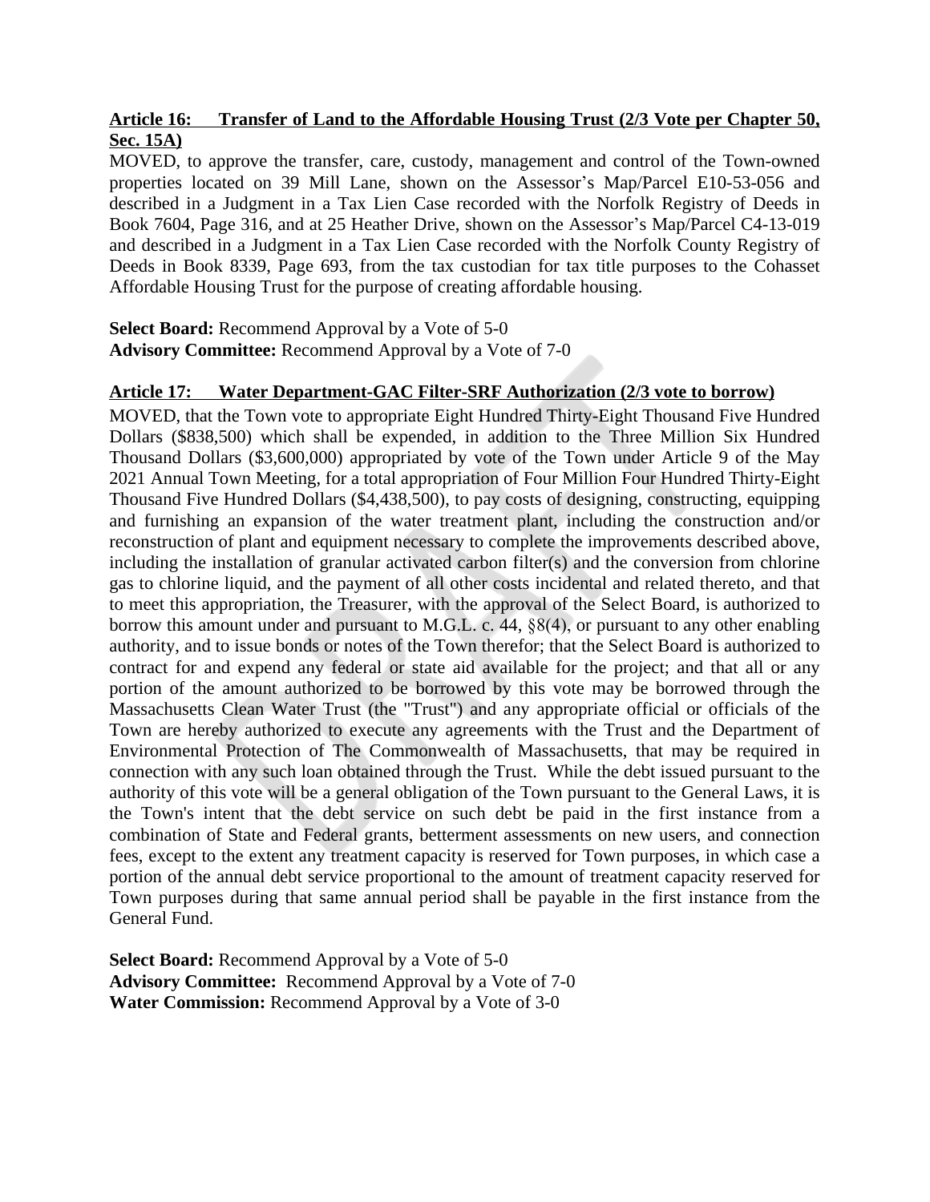**Article 16: Transfer of Land to the Affordable Housing Trust (2/3 Vote per Chapter 50, Sec. 15A)**

MOVED, to approve the transfer, care, custody, management and control of the Town-owned properties located on 39 Mill Lane, shown on the Assessor's Map/Parcel E10-53-056 and described in a Judgment in a Tax Lien Case recorded with the Norfolk Registry of Deeds in Book 7604, Page 316, and at 25 Heather Drive, shown on the Assessor's Map/Parcel C4-13-019 and described in a Judgment in a Tax Lien Case recorded with the Norfolk County Registry of Deeds in Book 8339, Page 693, from the tax custodian for tax title purposes to the Cohasset Affordable Housing Trust for the purpose of creating affordable housing.

**Select Board:** Recommend Approval by a Vote of 5-0
**Advisory Committee:** Recommend Approval by a Vote of 7-0

**Article 17: Water Department-GAC Filter-SRF Authorization (2/3 vote to borrow)**

MOVED, that the Town vote to appropriate Eight Hundred Thirty-Eight Thousand Five Hundred Dollars ($838,500) which shall be expended, in addition to the Three Million Six Hundred Thousand Dollars ($3,600,000) appropriated by vote of the Town under Article 9 of the May 2021 Annual Town Meeting, for a total appropriation of Four Million Four Hundred Thirty-Eight Thousand Five Hundred Dollars ($4,438,500), to pay costs of designing, constructing, equipping and furnishing an expansion of the water treatment plant, including the construction and/or reconstruction of plant and equipment necessary to complete the improvements described above, including the installation of granular activated carbon filter(s) and the conversion from chlorine gas to chlorine liquid, and the payment of all other costs incidental and related thereto, and that to meet this appropriation, the Treasurer, with the approval of the Select Board, is authorized to borrow this amount under and pursuant to M.G.L. c. 44, §8(4), or pursuant to any other enabling authority, and to issue bonds or notes of the Town therefor; that the Select Board is authorized to contract for and expend any federal or state aid available for the project; and that all or any portion of the amount authorized to be borrowed by this vote may be borrowed through the Massachusetts Clean Water Trust (the "Trust") and any appropriate official or officials of the Town are hereby authorized to execute any agreements with the Trust and the Department of Environmental Protection of The Commonwealth of Massachusetts, that may be required in connection with any such loan obtained through the Trust. While the debt issued pursuant to the authority of this vote will be a general obligation of the Town pursuant to the General Laws, it is the Town's intent that the debt service on such debt be paid in the first instance from a combination of State and Federal grants, betterment assessments on new users, and connection fees, except to the extent any treatment capacity is reserved for Town purposes, in which case a portion of the annual debt service proportional to the amount of treatment capacity reserved for Town purposes during that same annual period shall be payable in the first instance from the General Fund.

**Select Board:** Recommend Approval by a Vote of 5-0
**Advisory Committee:** Recommend Approval by a Vote of 7-0
**Water Commission:** Recommend Approval by a Vote of 3-0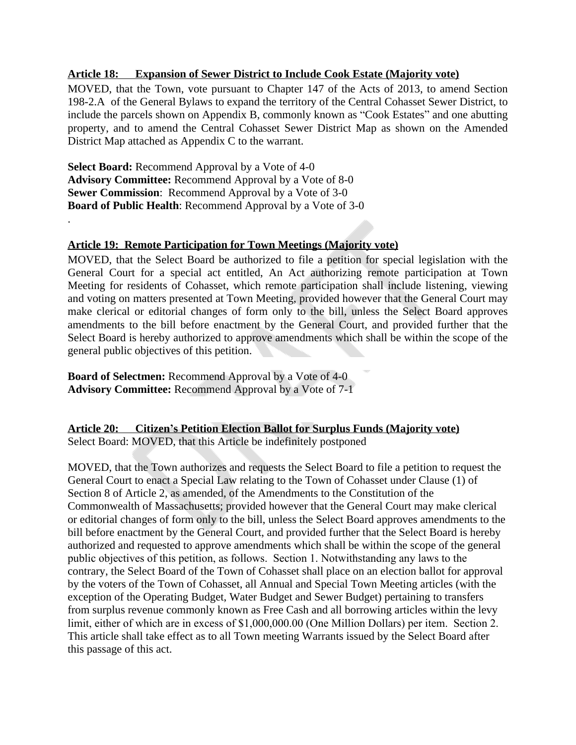**<u>Article 18: Expansion of Sewer District to Include Cook Estate (Majority vote)</u>**

MOVED, that the Town, vote pursuant to Chapter 147 of the Acts of 2013, to amend Section 198-2.A of the General Bylaws to expand the territory of the Central Cohasset Sewer District, to include the parcels shown on Appendix B, commonly known as "Cook Estates" and one abutting property, and to amend the Central Cohasset Sewer District Map as shown on the Amended District Map attached as Appendix C to the warrant.

**Select Board:** Recommend Approval by a Vote of 4-0
**Advisory Committee:** Recommend Approval by a Vote of 8-0
**Sewer Commission**: Recommend Approval by a Vote of 3-0
**Board of Public Health**: Recommend Approval by a Vote of 3-0
.

**<u>Article 19: Remote Participation for Town Meetings (Majority vote)</u>**

MOVED, that the Select Board be authorized to file a petition for special legislation with the General Court for a special act entitled, An Act authorizing remote participation at Town Meeting for residents of Cohasset, which remote participation shall include listening, viewing and voting on matters presented at Town Meeting, provided however that the General Court may make clerical or editorial changes of form only to the bill, unless the Select Board approves amendments to the bill before enactment by the General Court, and provided further that the Select Board is hereby authorized to approve amendments which shall be within the scope of the general public objectives of this petition.

**Board of Selectmen:** Recommend Approval by a Vote of 4-0
**Advisory Committee:** Recommend Approval by a Vote of 7-1

**<u>Article 20: Citizen's Petition Election Ballot for Surplus Funds (Majority vote)</u>**

Select Board: MOVED, that this Article be indefinitely postponed

MOVED, that the Town authorizes and requests the Select Board to file a petition to request the General Court to enact a Special Law relating to the Town of Cohasset under Clause (1) of Section 8 of Article 2, as amended, of the Amendments to the Constitution of the Commonwealth of Massachusetts; provided however that the General Court may make clerical or editorial changes of form only to the bill, unless the Select Board approves amendments to the bill before enactment by the General Court, and provided further that the Select Board is hereby authorized and requested to approve amendments which shall be within the scope of the general public objectives of this petition, as follows. Section 1. Notwithstanding any laws to the contrary, the Select Board of the Town of Cohasset shall place on an election ballot for approval by the voters of the Town of Cohasset, all Annual and Special Town Meeting articles (with the exception of the Operating Budget, Water Budget and Sewer Budget) pertaining to transfers from surplus revenue commonly known as Free Cash and all borrowing articles within the levy limit, either of which are in excess of $1,000,000.00 (One Million Dollars) per item. Section 2. This article shall take effect as to all Town meeting Warrants issued by the Select Board after this passage of this act.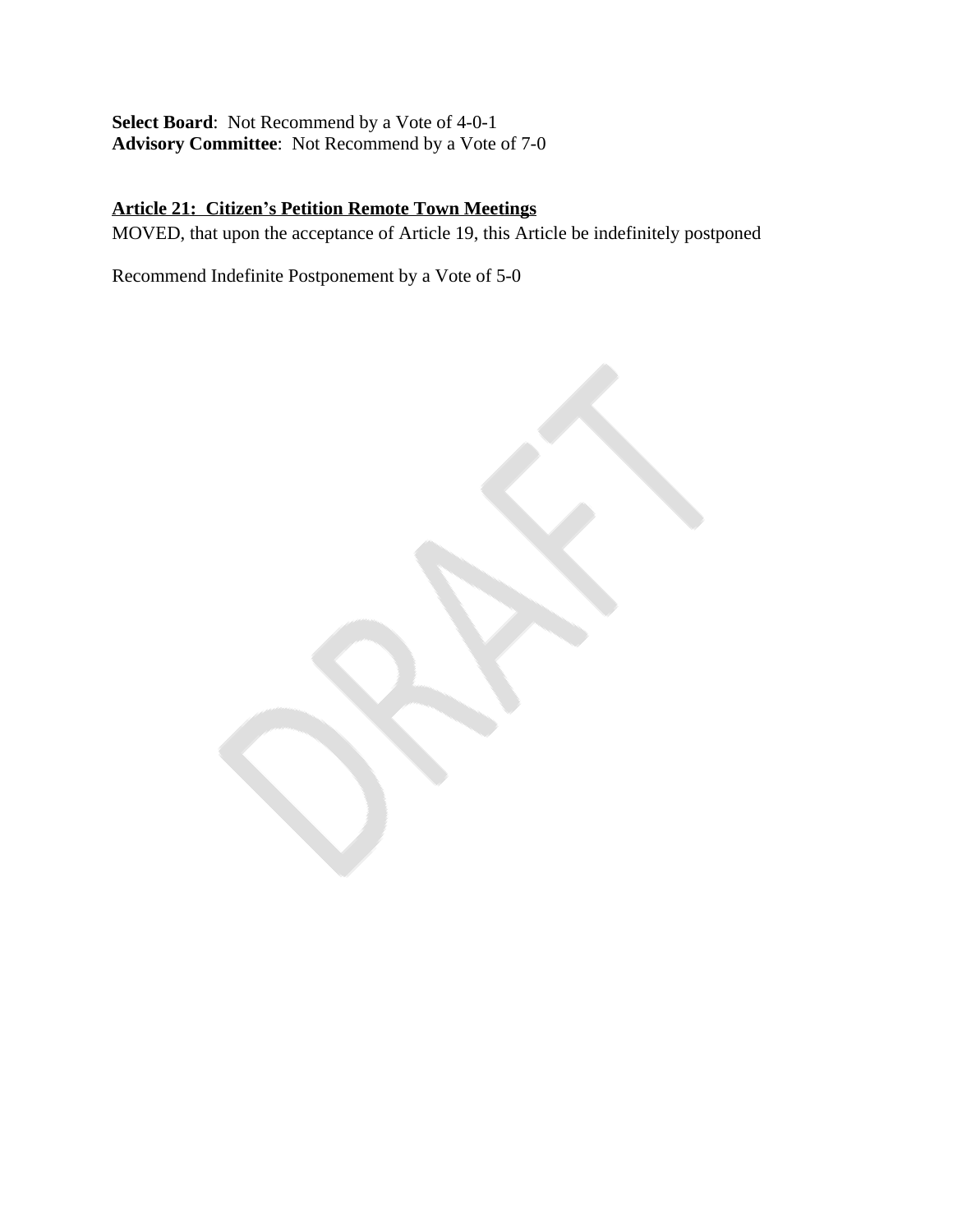**Select Board**:  Not Recommend by a Vote of 4-0-1
**Advisory Committee**:  Not Recommend by a Vote of 7-0

**Article 21:  Citizen's Petition Remote Town Meetings**

MOVED, that upon the acceptance of Article 19, this Article be indefinitely postponed

Recommend Indefinite Postponement by a Vote of 5-0